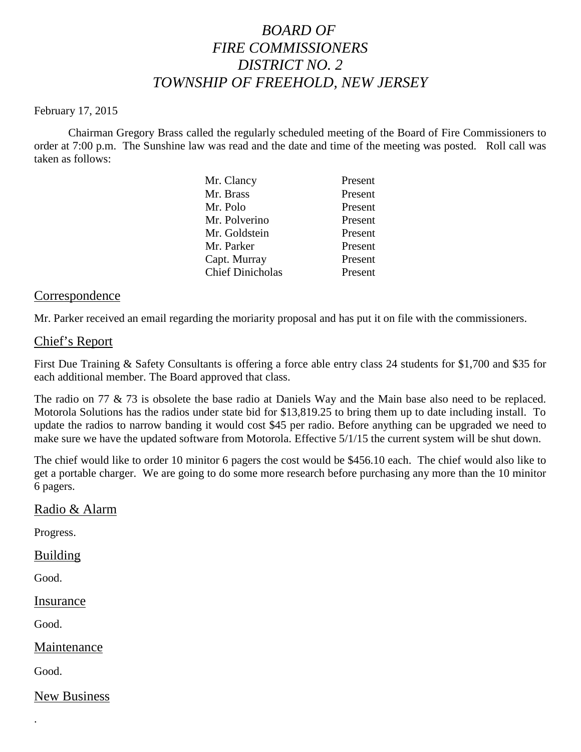# *BOARD OF FIRE COMMISSIONERS DISTRICT NO. 2 TOWNSHIP OF FREEHOLD, NEW JERSEY*

February 17, 2015

Chairman Gregory Brass called the regularly scheduled meeting of the Board of Fire Commissioners to order at 7:00 p.m. The Sunshine law was read and the date and time of the meeting was posted. Roll call was taken as follows:

| | |
|---|---|
| Mr. Clancy | Present |
| Mr. Brass | Present |
| Mr. Polo | Present |
| Mr. Polverino | Present |
| Mr. Goldstein | Present |
| Mr. Parker | Present |
| Capt. Murray | Present |
| Chief Dinicholas | Present |

## Correspondence

Mr. Parker received an email regarding the moriarity proposal and has put it on file with the commissioners.

## Chief's Report

First Due Training & Safety Consultants is offering a force able entry class 24 students for $1,700 and $35 for each additional member. The Board approved that class.

The radio on 77 & 73 is obsolete the base radio at Daniels Way and the Main base also need to be replaced. Motorola Solutions has the radios under state bid for $13,819.25 to bring them up to date including install. To update the radios to narrow banding it would cost $45 per radio. Before anything can be upgraded we need to make sure we have the updated software from Motorola. Effective 5/1/15 the current system will be shut down.

The chief would like to order 10 minitor 6 pagers the cost would be $456.10 each. The chief would also like to get a portable charger. We are going to do some more research before purchasing any more than the 10 minitor 6 pagers.

## Radio & Alarm

Progress.

## Building

Good.

## Insurance

Good.

## Maintenance

Good.

## New Business

.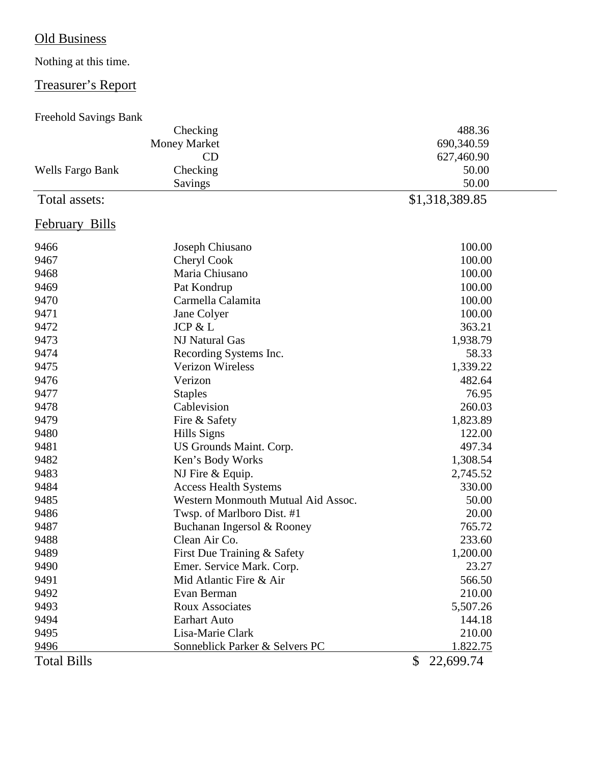## Old Business

Nothing at this time.

## Treasurer's Report

| | | |
|---|---|---|
| Freehold Savings Bank | | |
| | Checking | 488.36 |
| | Money Market | 690,340.59 |
| | CD | 627,460.90 |
| Wells Fargo Bank | Checking | 50.00 |
| | Savings | 50.00 |
| Total assets: | | $1,318,389.85 |

## February Bills

| | | |
|---|---|---|
| 9466 | Joseph Chiusano | 100.00 |
| 9467 | Cheryl Cook | 100.00 |
| 9468 | Maria Chiusano | 100.00 |
| 9469 | Pat Kondrup | 100.00 |
| 9470 | Carmella Calamita | 100.00 |
| 9471 | Jane Colyer | 100.00 |
| 9472 | JCP & L | 363.21 |
| 9473 | NJ Natural Gas | 1,938.79 |
| 9474 | Recording Systems Inc. | 58.33 |
| 9475 | Verizon Wireless | 1,339.22 |
| 9476 | Verizon | 482.64 |
| 9477 | Staples | 76.95 |
| 9478 | Cablevision | 260.03 |
| 9479 | Fire & Safety | 1,823.89 |
| 9480 | Hills Signs | 122.00 |
| 9481 | US Grounds Maint. Corp. | 497.34 |
| 9482 | Ken's Body Works | 1,308.54 |
| 9483 | NJ Fire & Equip. | 2,745.52 |
| 9484 | Access Health Systems | 330.00 |
| 9485 | Western Monmouth Mutual Aid Assoc. | 50.00 |
| 9486 | Twsp. of Marlboro Dist. #1 | 20.00 |
| 9487 | Buchanan Ingersol & Rooney | 765.72 |
| 9488 | Clean Air Co. | 233.60 |
| 9489 | First Due Training & Safety | 1,200.00 |
| 9490 | Emer. Service Mark. Corp. | 23.27 |
| 9491 | Mid Atlantic Fire & Air | 566.50 |
| 9492 | Evan Berman | 210.00 |
| 9493 | Roux Associates | 5,507.26 |
| 9494 | Earhart Auto | 144.18 |
| 9495 | Lisa-Marie Clark | 210.00 |
| 9496 | Sonneblick Parker & Selvers PC | 1.822.75 |
| Total Bills | | $ 22,699.74 |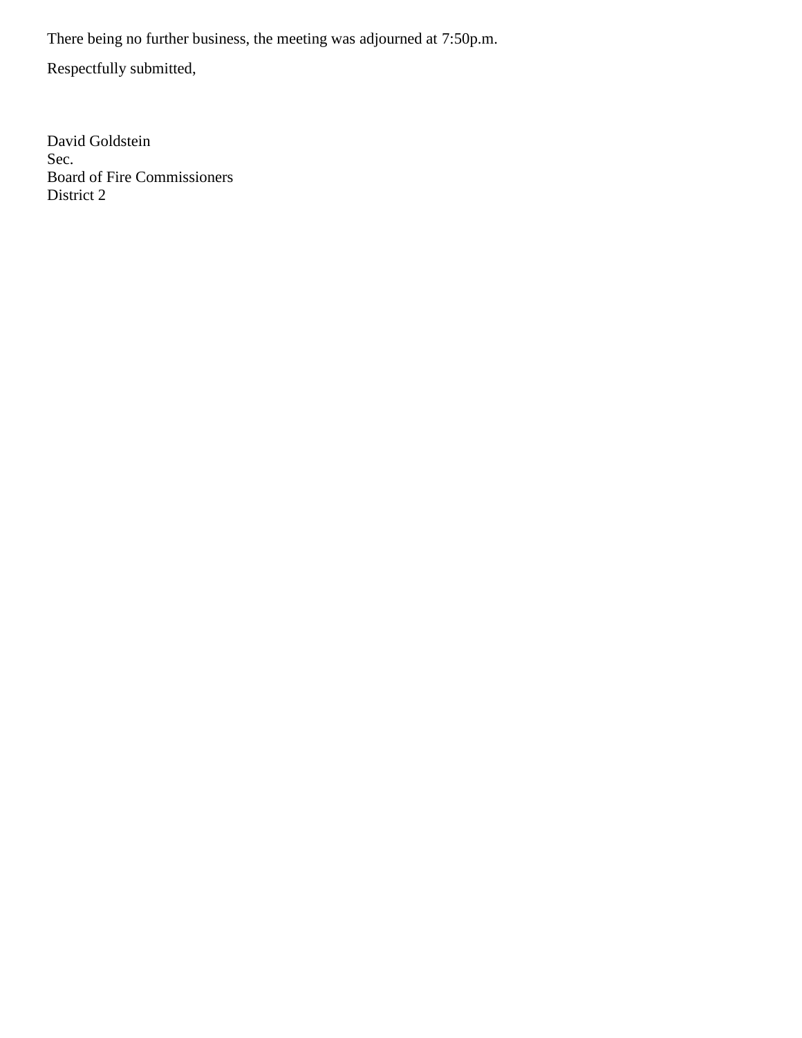There being no further business, the meeting was adjourned at 7:50p.m.

Respectfully submitted,

David Goldstein
Sec.
Board of Fire Commissioners
District 2